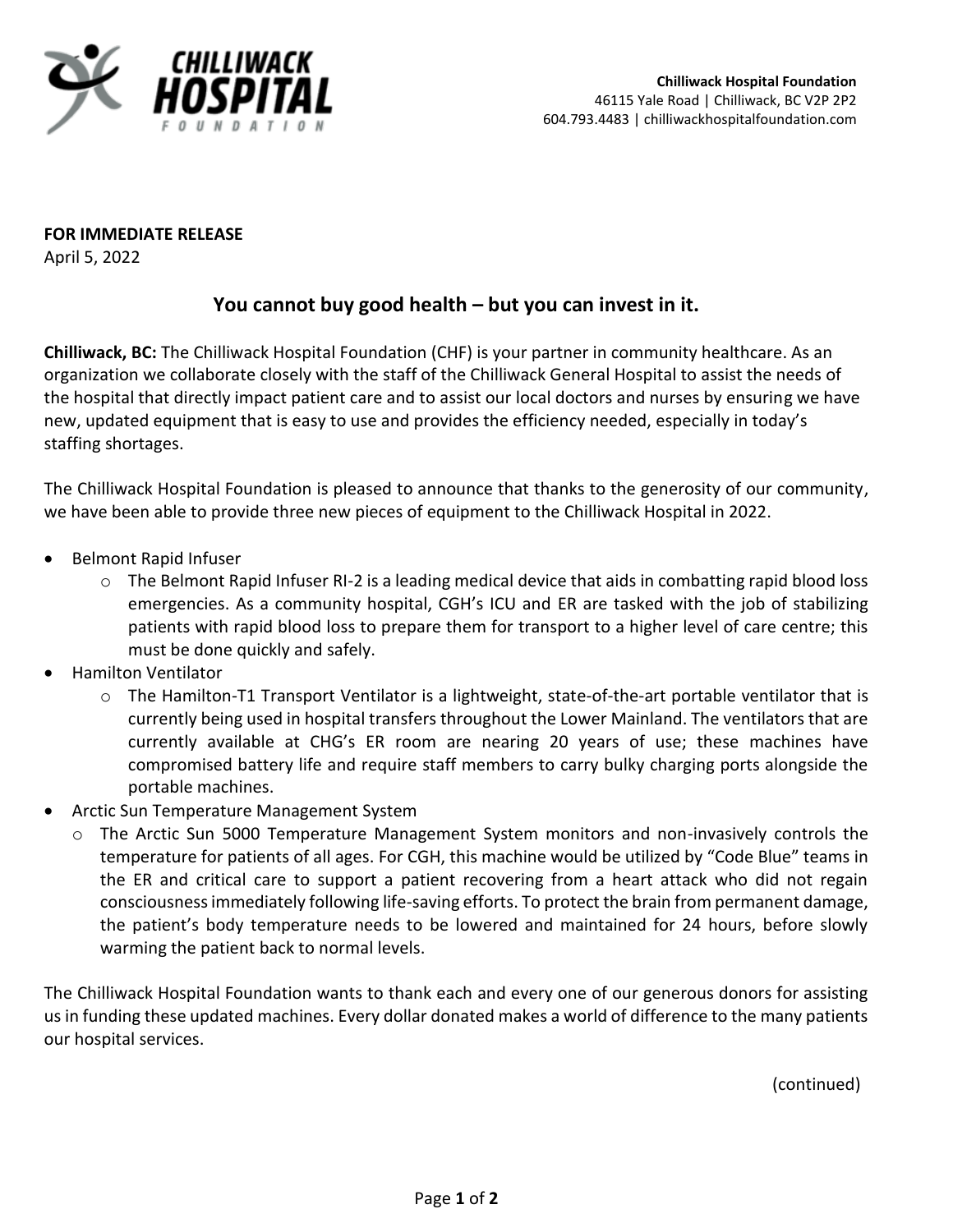**Chilliwack Hospital Foundation**
46115 Yale Road | Chilliwack, BC V2P 2P2
604.793.4483 | chilliwackhospitalfoundation.com

**FOR IMMEDIATE RELEASE**
April 5, 2022

## You cannot buy good health – but you can invest in it.

**Chilliwack, BC:** The Chilliwack Hospital Foundation (CHF) is your partner in community healthcare. As an organization we collaborate closely with the staff of the Chilliwack General Hospital to assist the needs of the hospital that directly impact patient care and to assist our local doctors and nurses by ensuring we have new, updated equipment that is easy to use and provides the efficiency needed, especially in today's staffing shortages.

The Chilliwack Hospital Foundation is pleased to announce that thanks to the generosity of our community, we have been able to provide three new pieces of equipment to the Chilliwack Hospital in 2022.

- Belmont Rapid Infuser
  - The Belmont Rapid Infuser RI-2 is a leading medical device that aids in combatting rapid blood loss emergencies. As a community hospital, CGH's ICU and ER are tasked with the job of stabilizing patients with rapid blood loss to prepare them for transport to a higher level of care centre; this must be done quickly and safely.
- Hamilton Ventilator
  - The Hamilton-T1 Transport Ventilator is a lightweight, state-of-the-art portable ventilator that is currently being used in hospital transfers throughout the Lower Mainland. The ventilators that are currently available at CHG's ER room are nearing 20 years of use; these machines have compromised battery life and require staff members to carry bulky charging ports alongside the portable machines.
- Arctic Sun Temperature Management System
  - The Arctic Sun 5000 Temperature Management System monitors and non-invasively controls the temperature for patients of all ages. For CGH, this machine would be utilized by "Code Blue" teams in the ER and critical care to support a patient recovering from a heart attack who did not regain consciousness immediately following life-saving efforts. To protect the brain from permanent damage, the patient's body temperature needs to be lowered and maintained for 24 hours, before slowly warming the patient back to normal levels.

The Chilliwack Hospital Foundation wants to thank each and every one of our generous donors for assisting us in funding these updated machines. Every dollar donated makes a world of difference to the many patients our hospital services.

(continued)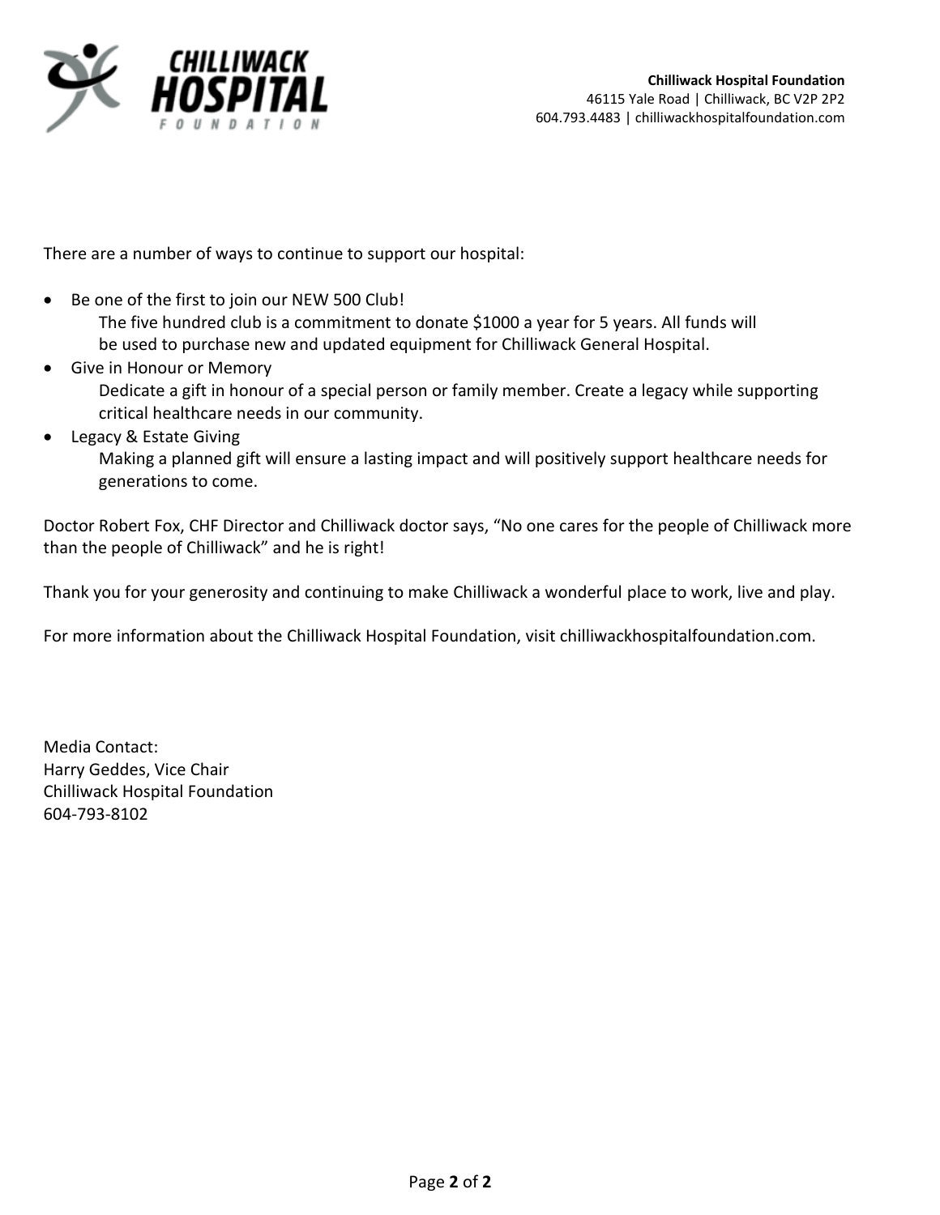There are a number of ways to continue to support our hospital:

- Be one of the first to join our NEW 500 Club!
  The five hundred club is a commitment to donate $1000 a year for 5 years. All funds will be used to purchase new and updated equipment for Chilliwack General Hospital.
- Give in Honour or Memory
  Dedicate a gift in honour of a special person or family member. Create a legacy while supporting critical healthcare needs in our community.
- Legacy & Estate Giving
  Making a planned gift will ensure a lasting impact and will positively support healthcare needs for generations to come.

Doctor Robert Fox, CHF Director and Chilliwack doctor says, "No one cares for the people of Chilliwack more than the people of Chilliwack" and he is right!

Thank you for your generosity and continuing to make Chilliwack a wonderful place to work, live and play.

For more information about the Chilliwack Hospital Foundation, visit chilliwackhospitalfoundation.com.

Media Contact:
Harry Geddes, Vice Chair
Chilliwack Hospital Foundation
604-793-8102